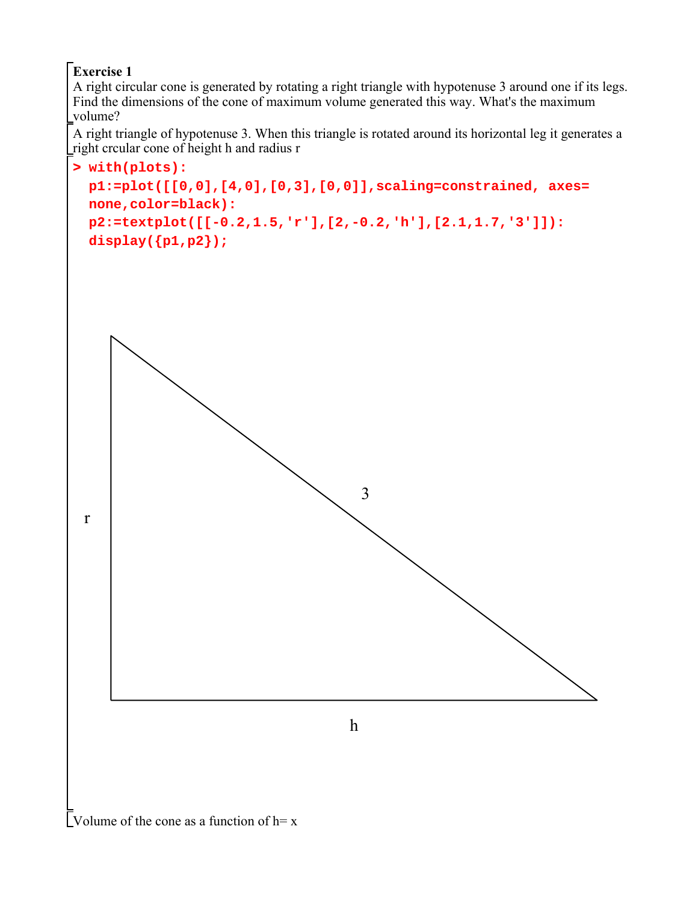**Exercise 1**

A right circular cone is generated by rotating a right triangle with hypotenuse 3 around one if its legs. Find the dimensions of the cone of maximum volume generated this way. What's the maximum volume?

A right triangle of hypotenuse 3. When this triangle is rotated around its horizontal leg it generates a right crcular cone of height h and radius r

```
> with(plots):
  p1:=plot([[0,0],[4,0],[0,3],[0,0]],scaling=constrained, axes=
  none,color=black):
  p2:=textplot([[-0.2,1.5,'r'],[2,-0.2,'h'],[2.1,1.7,'3']]):
  display({p1,p2});
```

Volume of the cone as a function of h= x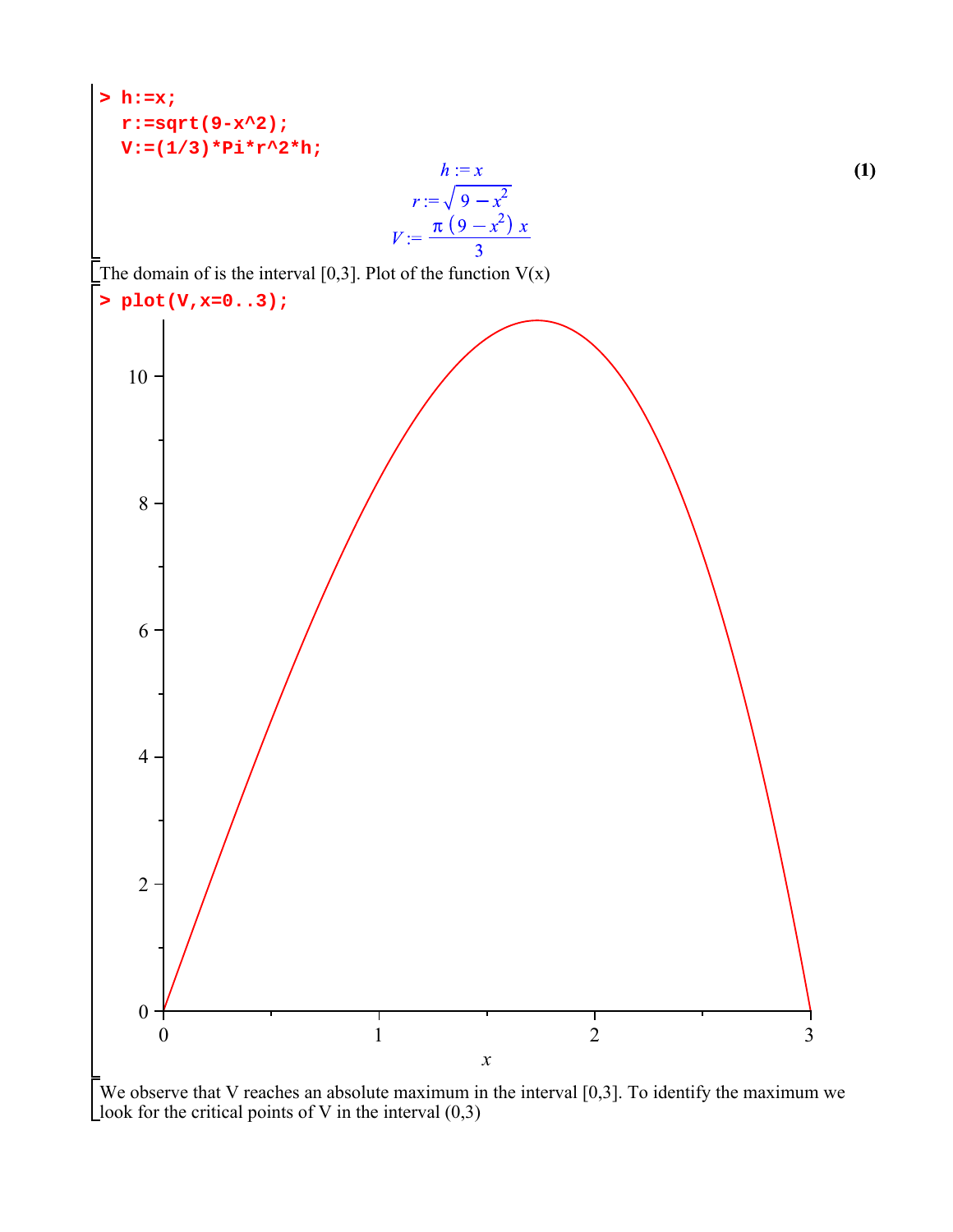```
> h:=x;
  r:=sqrt(9-x^2);
  V:=(1/3)*Pi*r^2*h;
```

$$h := x$$
$$r := \sqrt{9 - x^2}$$
$$V := \frac{\pi\left(9 - x^2\right) x}{3} \qquad (1)$$

The domain of is the interval [0,3]. Plot of the function V(x)

```
> plot(V,x=0..3);
```

We observe that V reaches an absolute maximum in the interval [0,3]. To identify the maximum we look for the critical points of V in the interval (0,3)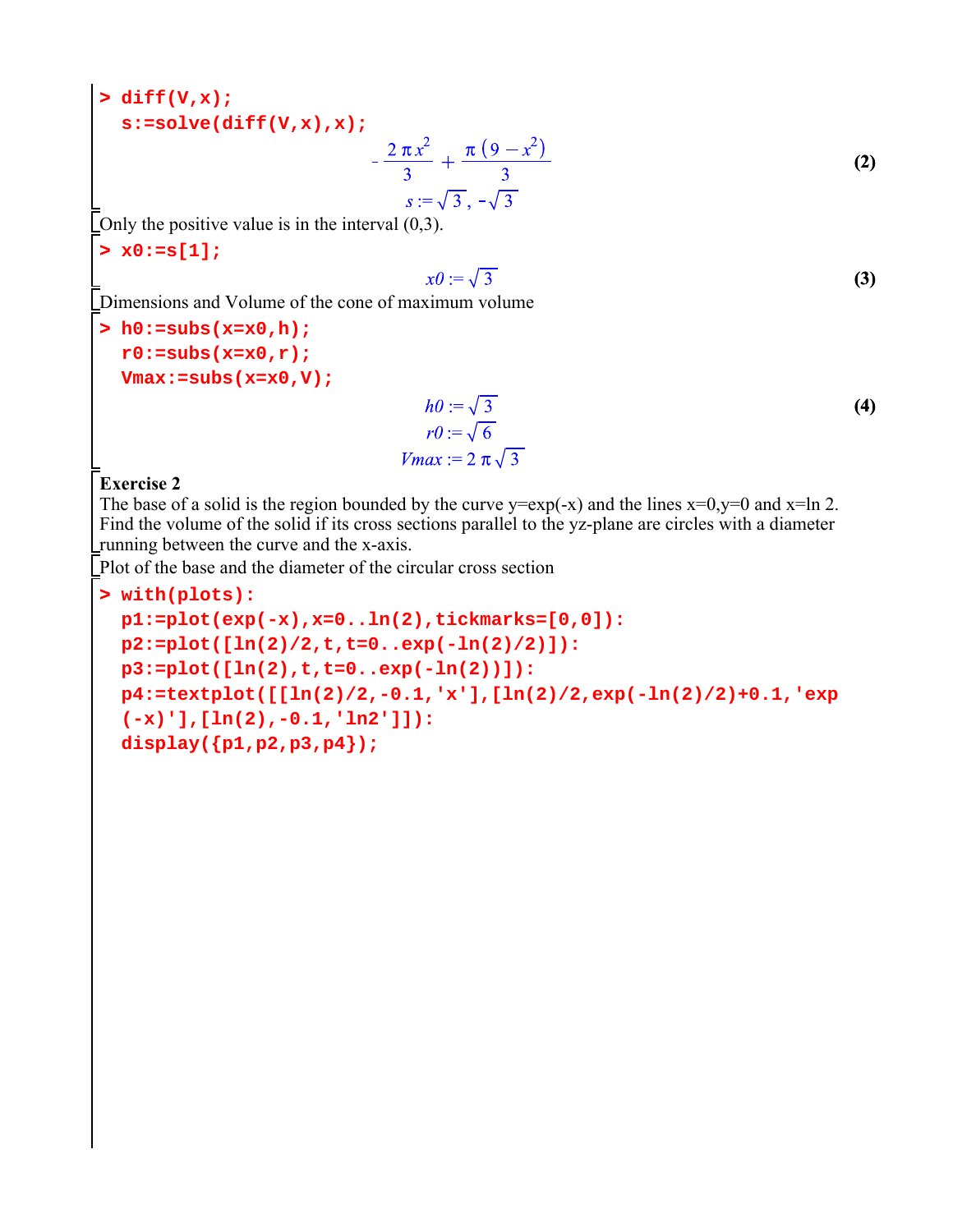```
> diff(V,x);
  s:=solve(diff(V,x),x);
```

$$-\frac{2\pi x^2}{3} + \frac{\pi(9-x^2)}{3} \tag{2}$$

$$s := \sqrt{3}, -\sqrt{3}$$

Only the positive value is in the interval (0,3).

```
> x0:=s[1];
```

$$x0 := \sqrt{3} \tag{3}$$

Dimensions and Volume of the cone of maximum volume

```
> h0:=subs(x=x0,h);
  r0:=subs(x=x0,r);
  Vmax:=subs(x=x0,V);
```

$$h0 := \sqrt{3} \tag{4}$$

$$r0 := \sqrt{6}$$

$$Vmax := 2\pi\sqrt{3}$$

**Exercise 2**

The base of a solid is the region bounded by the curve y=exp(-x) and the lines x=0,y=0 and x=ln 2. Find the volume of the solid if its cross sections parallel to the yz-plane are circles with a diameter running between the curve and the x-axis.

Plot of the base and the diameter of the circular cross section

```
> with(plots):
  p1:=plot(exp(-x),x=0..ln(2),tickmarks=[0,0]):
  p2:=plot([ln(2)/2,t,t=0..exp(-ln(2)/2)]):
  p3:=plot([ln(2),t,t=0..exp(-ln(2))]):
  p4:=textplot([[ln(2)/2,-0.1,'x'],[ln(2)/2,exp(-ln(2)/2)+0.1,'exp
  (-x)'],[ln(2),-0.1,'ln2']]):
  display({p1,p2,p3,p4});
```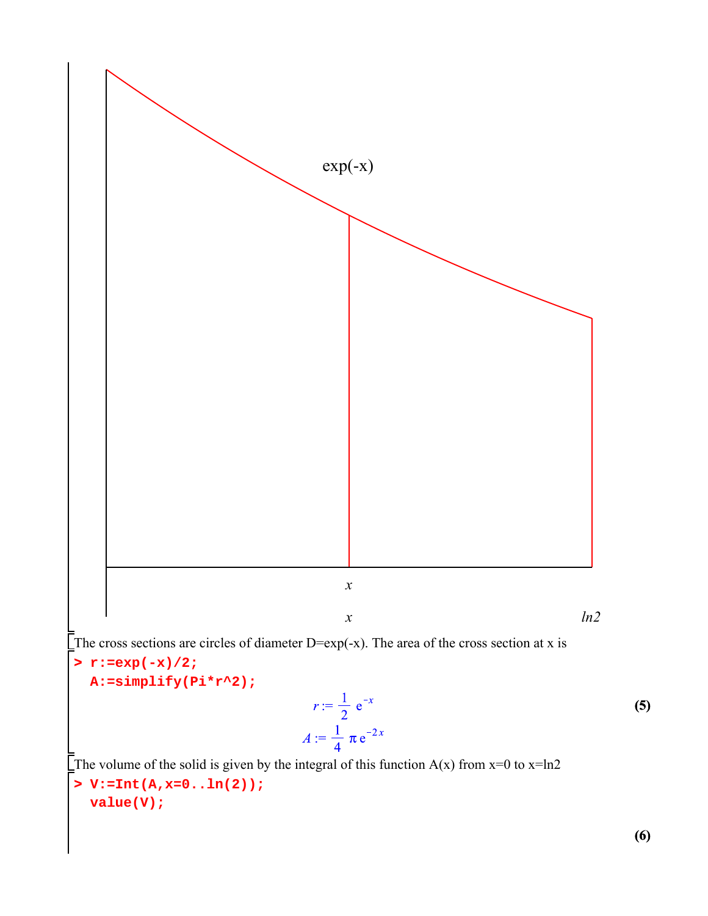exp(-x)

x

x          ln2

The cross sections are circles of diameter D=exp(-x). The area of the cross section at x is

```
> r:=exp(-x)/2;
  A:=simplify(Pi*r^2);
```

$$r := \frac{1}{2}\,e^{-x}$$

$$A := \frac{1}{4}\,\pi\,e^{-2x} \tag{5}$$

The volume of the solid is given by the integral of this function A(x) from x=0 to x=ln2

```
> V:=Int(A,x=0..ln(2));
  value(V);
```

**(6)**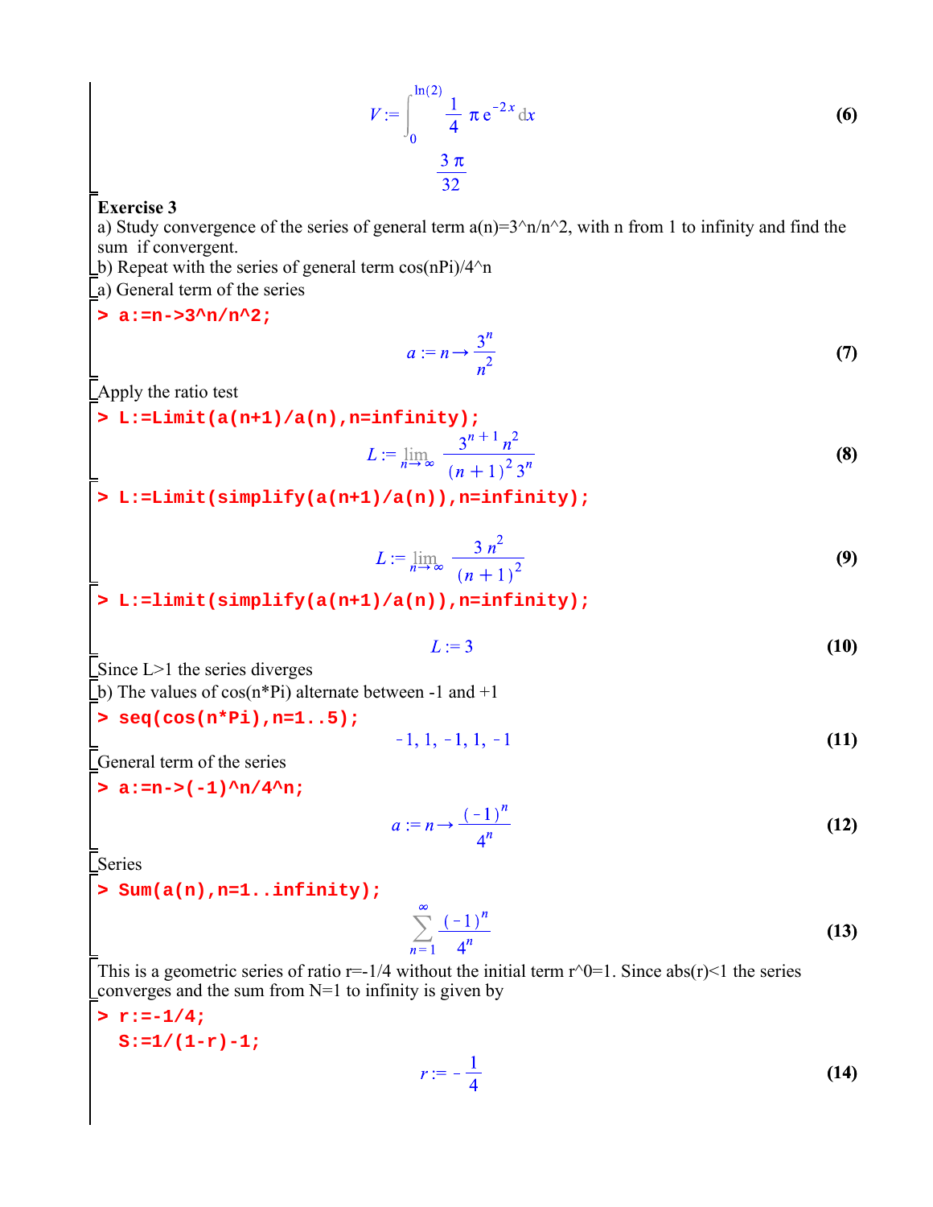$$V := \int_0^{\ln(2)} \frac{1}{4} \pi e^{-2x} \, dx \tag{6}$$

$$\frac{3\pi}{32}$$

**Exercise 3**

a) Study convergence of the series of general term a(n)=3^n/n^2, with n from 1 to infinity and find the sum if convergent.

b) Repeat with the series of general term cos(nPi)/4^n

a) General term of the series

```
> a:=n->3^n/n^2;
```

$$a := n \rightarrow \frac{3^n}{n^2} \tag{7}$$

Apply the ratio test

```
> L:=Limit(a(n+1)/a(n),n=infinity);
```

$$L := \lim_{n \to \infty} \frac{3^{n+1} n^2}{(n+1)^2 3^n} \tag{8}$$

```
> L:=Limit(simplify(a(n+1)/a(n)),n=infinity);
```

$$L := \lim_{n \to \infty} \frac{3 n^2}{(n+1)^2} \tag{9}$$

```
> L:=limit(simplify(a(n+1)/a(n)),n=infinity);
```

$$L := 3 \tag{10}$$

Since L>1 the series diverges

b) The values of cos(n*Pi) alternate between -1 and +1

```
> seq(cos(n*Pi),n=1..5);
```

$$-1, 1, -1, 1, -1 \tag{11}$$

General term of the series

```
> a:=n->(-1)^n/4^n;
```

$$a := n \rightarrow \frac{(-1)^n}{4^n} \tag{12}$$

Series

```
> Sum(a(n),n=1..infinity);
```

$$\sum_{n=1}^{\infty} \frac{(-1)^n}{4^n} \tag{13}$$

This is a geometric series of ratio r=-1/4 without the initial term r^0=1. Since abs(r)<1 the series converges and the sum from N=1 to infinity is given by

```
> r:=-1/4;
  S:=1/(1-r)-1;
```

$$r := -\frac{1}{4} \tag{14}$$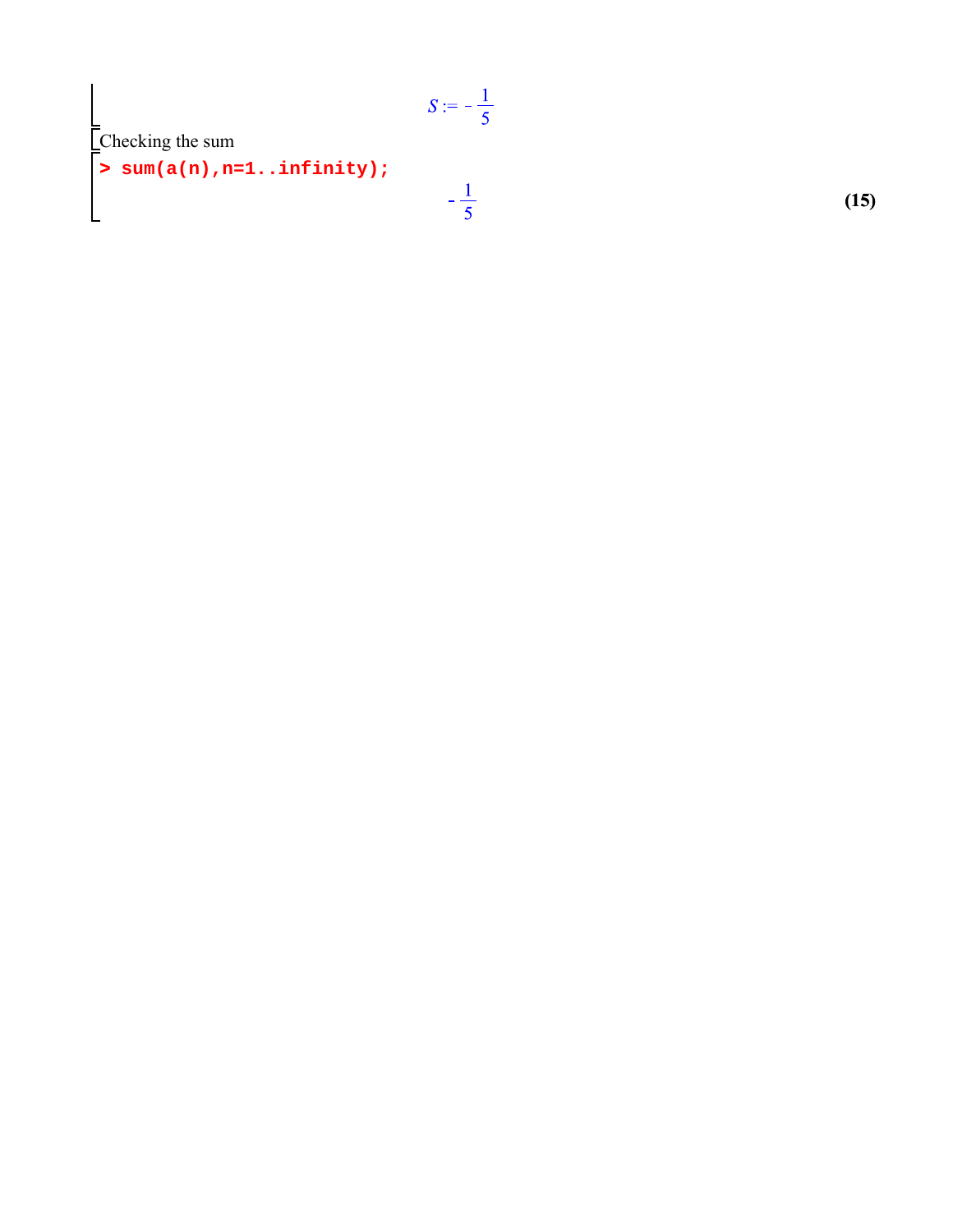$$S := -\frac{1}{5}$$

Checking the sum

```
> sum(a(n),n=1..infinity);
```

$$-\frac{1}{5} \tag{15}$$